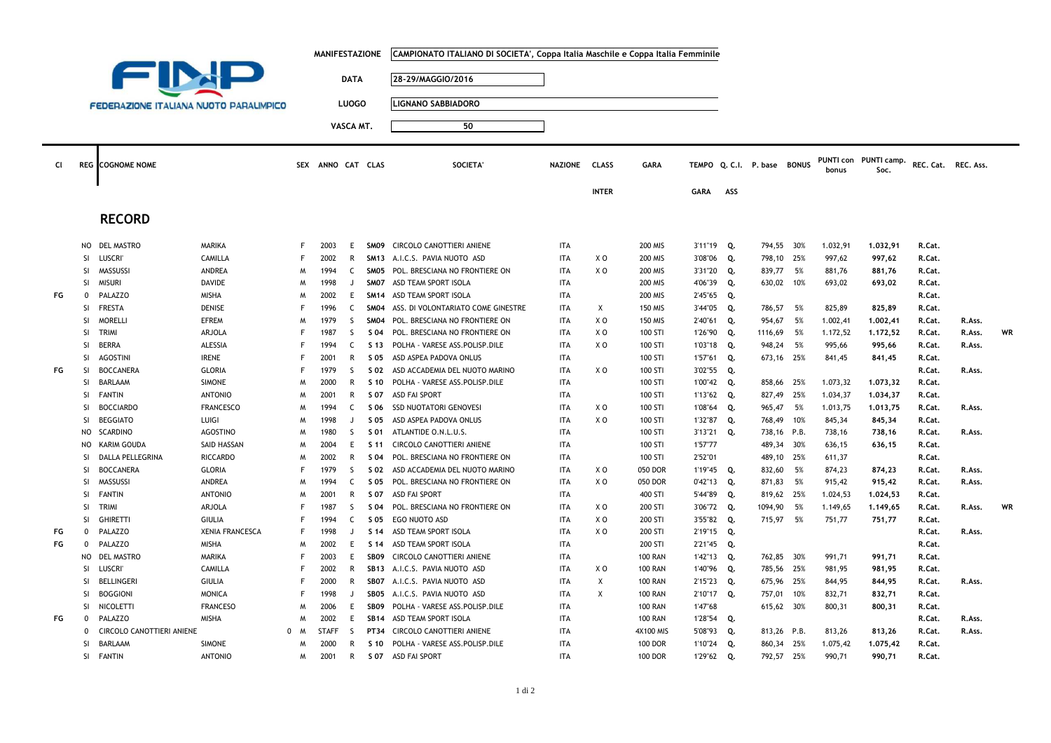**FEDERAZIONE ITALIANA NUOTO PARALIMPICO**

| | |
|---|---|
| MANIFESTAZIONE | CAMPIONATO ITALIANO DI SOCIETA', Coppa Italia Maschile e Coppa Italia Femminile |
| DATA | 28-29/MAGGIO/2016 |
| LUOGO | LIGNANO SABBIADORO |
| VASCA MT. | 50 |

## RECORD

| Cl | REG | COGNOME NOME | | SEX | ANNO | CAT | CLAS | SOCIETA' | NAZIONE | CLASS INTER | GARA | TEMPO GARA | Q. C.I. ASS | P. base | BONUS | PUNTI con bonus | PUNTI camp. Soc. | REC. Cat. | REC. Ass. | |
|---|---|---|---|---|---|---|---|---|---|---|---|---|---|---|---|---|---|---|---|---|
| | NO | DEL MASTRO | MARIKA | F | 2003 | E | SM09 | CIRCOLO CANOTTIERI ANIENE | ITA | | 200 MIS | 3'11"19 | Q. | 794,55 | 30% | 1.032,91 | 1.032,91 | R.Cat. | | |
| | SI | LUSCRI' | CAMILLA | F | 2002 | R | SM13 | A.I.C.S. PAVIA NUOTO ASD | ITA | X O | 200 MIS | 3'08"06 | Q. | 798,10 | 25% | 997,62 | 997,62 | R.Cat. | | |
| | SI | MASSUSSI | ANDREA | M | 1994 | C | SM05 | POL. BRESCIANA NO FRONTIERE ON | ITA | X O | 200 MIS | 3'31"20 | Q. | 839,77 | 5% | 881,76 | 881,76 | R.Cat. | | |
| | SI | MISURI | DAVIDE | M | 1998 | J | SM07 | ASD TEAM SPORT ISOLA | ITA | | 200 MIS | 4'06"39 | Q. | 630,02 | 10% | 693,02 | 693,02 | R.Cat. | | |
| FG | 0 | PALAZZO | MISHA | M | 2002 | E | SM14 | ASD TEAM SPORT ISOLA | ITA | | 200 MIS | 2'45"65 | Q. | | | | | R.Cat. | | |
| | SI | FRESTA | DENISE | F | 1996 | C | SM04 | ASS. DI VOLONTARIATO COME GINESTRE | ITA | X | 150 MIS | 3'44"05 | Q. | 786,57 | 5% | 825,89 | 825,89 | R.Cat. | | |
| | SI | MORELLI | EFREM | M | 1979 | S | SM04 | POL. BRESCIANA NO FRONTIERE ON | ITA | X O | 150 MIS | 2'40"61 | Q. | 954,67 | 5% | 1.002,41 | 1.002,41 | R.Cat. | R.Ass. | |
| | SI | TRIMI | ARJOLA | F | 1987 | S | S 04 | POL. BRESCIANA NO FRONTIERE ON | ITA | X O | 100 STI | 1'26"90 | Q. | 1116,69 | 5% | 1.172,52 | 1.172,52 | R.Cat. | R.Ass. | WR |
| | SI | BERRA | ALESSIA | F | 1994 | C | S 13 | POLHA - VARESE ASS.POLISP.DILE | ITA | X O | 100 STI | 1'03"18 | Q. | 948,24 | 5% | 995,66 | 995,66 | R.Cat. | R.Ass. | |
| | SI | AGOSTINI | IRENE | F | 2001 | R | S 05 | ASD ASPEA PADOVA ONLUS | ITA | | 100 STI | 1'57"61 | Q. | 673,16 | 25% | 841,45 | 841,45 | R.Cat. | | |
| FG | SI | BOCCANERA | GLORIA | F | 1979 | S | S 02 | ASD ACCADEMIA DEL NUOTO MARINO | ITA | X O | 100 STI | 3'02"55 | Q. | | | | | R.Cat. | R.Ass. | |
| | SI | BARLAAM | SIMONE | M | 2000 | R | S 10 | POLHA - VARESE ASS.POLISP.DILE | ITA | | 100 STI | 1'00"42 | Q. | 858,66 | 25% | 1.073,32 | 1.073,32 | R.Cat. | | |
| | SI | FANTIN | ANTONIO | M | 2001 | R | S 07 | ASD FAI SPORT | ITA | | 100 STI | 1'13"62 | Q. | 827,49 | 25% | 1.034,37 | 1.034,37 | R.Cat. | | |
| | SI | BOCCIARDO | FRANCESCO | M | 1994 | C | S 06 | SSD NUOTATORI GENOVESI | ITA | X O | 100 STI | 1'08"64 | Q. | 965,47 | 5% | 1.013,75 | 1.013,75 | R.Cat. | R.Ass. | |
| | SI | BEGGIATO | LUIGI | M | 1998 | J | S 05 | ASD ASPEA PADOVA ONLUS | ITA | X O | 100 STI | 1'32"87 | Q. | 768,49 | 10% | 845,34 | 845,34 | R.Cat. | | |
| | NO | SCARDINO | AGOSTINO | M | 1980 | S | S 01 | ATLANTIDE O.N.L.U.S. | ITA | | 100 STI | 3'13"21 | Q. | 738,16 | P.B. | 738,16 | 738,16 | R.Cat. | R.Ass. | |
| | NO | KARIM GOUDA | SAID HASSAN | M | 2004 | E | S 11 | CIRCOLO CANOTTIERI ANIENE | ITA | | 100 STI | 1'57"77 | | 489,34 | 30% | 636,15 | 636,15 | R.Cat. | | |
| | SI | DALLA PELLEGRINA | RICCARDO | M | 2002 | R | S 04 | POL. BRESCIANA NO FRONTIERE ON | ITA | | 100 STI | 2'52"01 | | 489,10 | 25% | 611,37 | | R.Cat. | | |
| | SI | BOCCANERA | GLORIA | F | 1979 | S | S 02 | ASD ACCADEMIA DEL NUOTO MARINO | ITA | X O | 050 DOR | 1'19"45 | Q. | 832,60 | 5% | 874,23 | 874,23 | R.Cat. | R.Ass. | |
| | SI | MASSUSSI | ANDREA | M | 1994 | C | S 05 | POL. BRESCIANA NO FRONTIERE ON | ITA | X O | 050 DOR | 0'42"13 | Q. | 871,83 | 5% | 915,42 | 915,42 | R.Cat. | R.Ass. | |
| | SI | FANTIN | ANTONIO | M | 2001 | R | S 07 | ASD FAI SPORT | ITA | | 400 STI | 5'44"89 | Q. | 819,62 | 25% | 1.024,53 | 1.024,53 | R.Cat. | | |
| | SI | TRIMI | ARJOLA | F | 1987 | S | S 04 | POL. BRESCIANA NO FRONTIERE ON | ITA | X O | 200 STI | 3'06"72 | Q. | 1094,90 | 5% | 1.149,65 | 1.149,65 | R.Cat. | R.Ass. | WR |
| | SI | GHIRETTI | GIULIA | F | 1994 | C | S 05 | EGO NUOTO ASD | ITA | X O | 200 STI | 3'55"82 | Q. | 715,97 | 5% | 751,77 | 751,77 | R.Cat. | | |
| FG | 0 | PALAZZO | XENIA FRANCESCA | F | 1998 | J | S 14 | ASD TEAM SPORT ISOLA | ITA | X O | 200 STI | 2'19"15 | Q. | | | | | R.Cat. | R.Ass. | |
| FG | 0 | PALAZZO | MISHA | M | 2002 | E | S 14 | ASD TEAM SPORT ISOLA | ITA | | 200 STI | 2'21"45 | Q. | | | | | R.Cat. | | |
| | NO | DEL MASTRO | MARIKA | F | 2003 | E | SB09 | CIRCOLO CANOTTIERI ANIENE | ITA | | 100 RAN | 1'42"13 | Q. | 762,85 | 30% | 991,71 | 991,71 | R.Cat. | | |
| | SI | LUSCRI' | CAMILLA | F | 2002 | R | SB13 | A.I.C.S. PAVIA NUOTO ASD | ITA | X O | 100 RAN | 1'40"96 | Q. | 785,56 | 25% | 981,95 | 981,95 | R.Cat. | | |
| | SI | BELLINGERI | GIULIA | F | 2000 | R | SB07 | A.I.C.S. PAVIA NUOTO ASD | ITA | X | 100 RAN | 2'15"23 | Q. | 675,96 | 25% | 844,95 | 844,95 | R.Cat. | R.Ass. | |
| | SI | BOGGIONI | MONICA | F | 1998 | J | SB05 | A.I.C.S. PAVIA NUOTO ASD | ITA | X | 100 RAN | 2'10"17 | Q. | 757,01 | 10% | 832,71 | 832,71 | R.Cat. | | |
| | SI | NICOLETTI | FRANCESO | M | 2006 | E | SB09 | POLHA - VARESE ASS.POLISP.DILE | ITA | | 100 RAN | 1'47"68 | | 615,62 | 30% | 800,31 | 800,31 | R.Cat. | | |
| FG | 0 | PALAZZO | MISHA | M | 2002 | E | SB14 | ASD TEAM SPORT ISOLA | ITA | | 100 RAN | 1'28"54 | Q. | | | | | R.Cat. | R.Ass. | |
| | 0 | CIRCOLO CANOTTIERI ANIENE | | 0 M | STAFF | S | PT34 | CIRCOLO CANOTTIERI ANIENE | ITA | | 4X100 MIS | 5'08"93 | Q. | 813,26 | P.B. | 813,26 | 813,26 | R.Cat. | R.Ass. | |
| | SI | BARLAAM | SIMONE | M | 2000 | R | S 10 | POLHA - VARESE ASS.POLISP.DILE | ITA | | 100 DOR | 1'10"24 | Q. | 860,34 | 25% | 1.075,42 | 1.075,42 | R.Cat. | | |
| | SI | FANTIN | ANTONIO | M | 2001 | R | S 07 | ASD FAI SPORT | ITA | | 100 DOR | 1'29"62 | Q. | 792,57 | 25% | 990,71 | 990,71 | R.Cat. | | |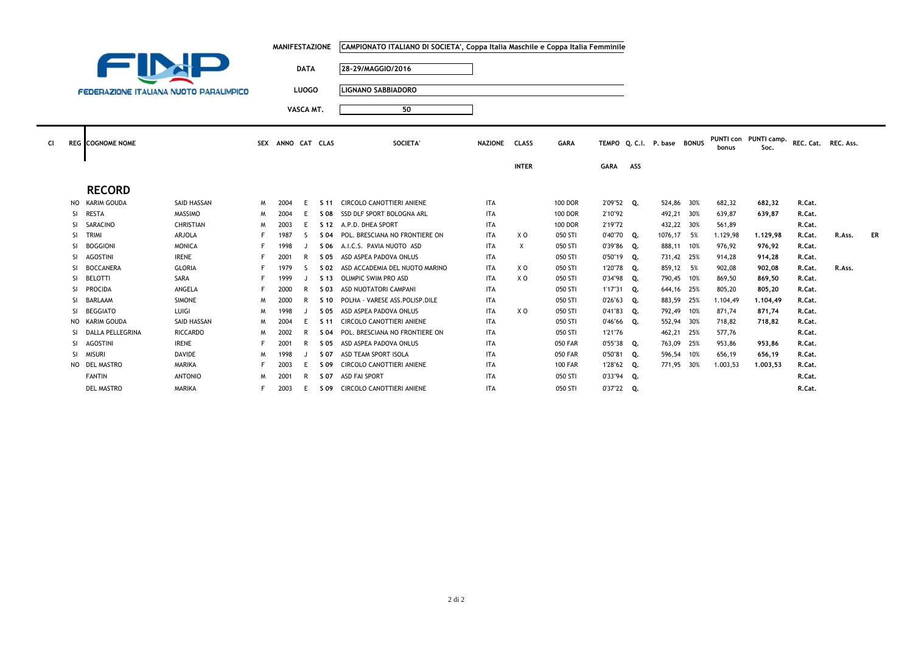FINP

FEDERAZIONE ITALIANA NUOTO PARALIMPICO

MANIFESTAZIONE: CAMPIONATO ITALIANO DI SOCIETA', Coppa Italia Maschile e Coppa Italia Femminile

DATA: 28-29/MAGGIO/2016

LUOGO: LIGNANO SABBIADORO

VASCA MT.: 50

| Cl | REG | COGNOME NOME | | SEX | ANNO | CAT | CLAS | SOCIETA' | NAZIONE | CLASS INTER | GARA | TEMPO GARA | Q. C.I. ASS | P. base | BONUS | PUNTI con bonus | PUNTI camp. Soc. | REC. Cat. | REC. Ass. | |
|---|---|---|---|---|---|---|---|---|---|---|---|---|---|---|---|---|---|---|---|---|
| **RECORD** | | | | | | | | | | | | | | | | | | | | |
| | NO | KARIM GOUDA | SAID HASSAN | M | 2004 | E | S 11 | CIRCOLO CANOTTIERI ANIENE | ITA | | 100 DOR | 2'09"52 | Q. | 524,86 | 30% | 682,32 | 682,32 | R.Cat. | | |
| | SI | RESTA | MASSIMO | M | 2004 | E | S 08 | SSD DLF SPORT BOLOGNA ARL | ITA | | 100 DOR | 2'10"92 | | 492,21 | 30% | 639,87 | 639,87 | R.Cat. | | |
| | SI | SARACINO | CHRISTIAN | M | 2003 | E | S 12 | A.P.D. DHEA SPORT | ITA | | 100 DOR | 2'19"72 | | 432,22 | 30% | 561,89 | | R.Cat. | | |
| | SI | TRIMI | ARJOLA | F | 1987 | S | S 04 | POL. BRESCIANA NO FRONTIERE ON | ITA | X O | 050 STI | 0'40"70 | Q. | 1076,17 | 5% | 1.129,98 | 1.129,98 | R.Cat. | R.Ass. | ER |
| | SI | BOGGIONI | MONICA | F | 1998 | J | S 06 | A.I.C.S. PAVIA NUOTO ASD | ITA | X | 050 STI | 0'39"86 | Q. | 888,11 | 10% | 976,92 | 976,92 | R.Cat. | | |
| | SI | AGOSTINI | IRENE | F | 2001 | R | S 05 | ASD ASPEA PADOVA ONLUS | ITA | | 050 STI | 0'50"19 | Q. | 731,42 | 25% | 914,28 | 914,28 | R.Cat. | | |
| | SI | BOCCANERA | GLORIA | F | 1979 | S | S 02 | ASD ACCADEMIA DEL NUOTO MARINO | ITA | X O | 050 STI | 1'20"78 | Q. | 859,12 | 5% | 902,08 | 902,08 | R.Cat. | R.Ass. | |
| | SI | BELOTTI | SARA | F | 1999 | J | S 13 | OLIMPIC SWIM PRO ASD | ITA | X O | 050 STI | 0'34"98 | Q. | 790,45 | 10% | 869,50 | 869,50 | R.Cat. | | |
| | SI | PROCIDA | ANGELA | F | 2000 | R | S 03 | ASD NUOTATORI CAMPANI | ITA | | 050 STI | 1'17"31 | Q. | 644,16 | 25% | 805,20 | 805,20 | R.Cat. | | |
| | SI | BARLAAM | SIMONE | M | 2000 | R | S 10 | POLHA - VARESE ASS.POLISP.DILE | ITA | | 050 STI | 0'26"63 | Q. | 883,59 | 25% | 1.104,49 | 1.104,49 | R.Cat. | | |
| | SI | BEGGIATO | LUIGI | M | 1998 | J | S 05 | ASD ASPEA PADOVA ONLUS | ITA | X O | 050 STI | 0'41"83 | Q. | 792,49 | 10% | 871,74 | 871,74 | R.Cat. | | |
| | NO | KARIM GOUDA | SAID HASSAN | M | 2004 | E | S 11 | CIRCOLO CANOTTIERI ANIENE | ITA | | 050 STI | 0'46"66 | Q. | 552,94 | 30% | 718,82 | 718,82 | R.Cat. | | |
| | SI | DALLA PELLEGRINA | RICCARDO | M | 2002 | R | S 04 | POL. BRESCIANA NO FRONTIERE ON | ITA | | 050 STI | 1'21"76 | | 462,21 | 25% | 577,76 | | R.Cat. | | |
| | SI | AGOSTINI | IRENE | F | 2001 | R | S 05 | ASD ASPEA PADOVA ONLUS | ITA | | 050 FAR | 0'55"38 | Q. | 763,09 | 25% | 953,86 | 953,86 | R.Cat. | | |
| | SI | MISURI | DAVIDE | M | 1998 | J | S 07 | ASD TEAM SPORT ISOLA | ITA | | 050 FAR | 0'50"81 | Q. | 596,54 | 10% | 656,19 | 656,19 | R.Cat. | | |
| | NO | DEL MASTRO | MARIKA | F | 2003 | E | S 09 | CIRCOLO CANOTTIERI ANIENE | ITA | | 100 FAR | 1'28"62 | Q. | 771,95 | 30% | 1.003,53 | 1.003,53 | R.Cat. | | |
| | | FANTIN | ANTONIO | M | 2001 | R | S 07 | ASD FAI SPORT | ITA | | 050 STI | 0'33"94 | Q. | | | | | R.Cat. | | |
| | | DEL MASTRO | MARIKA | F | 2003 | E | S 09 | CIRCOLO CANOTTIERI ANIENE | ITA | | 050 STI | 0'37"22 | Q. | | | | | R.Cat. | | |